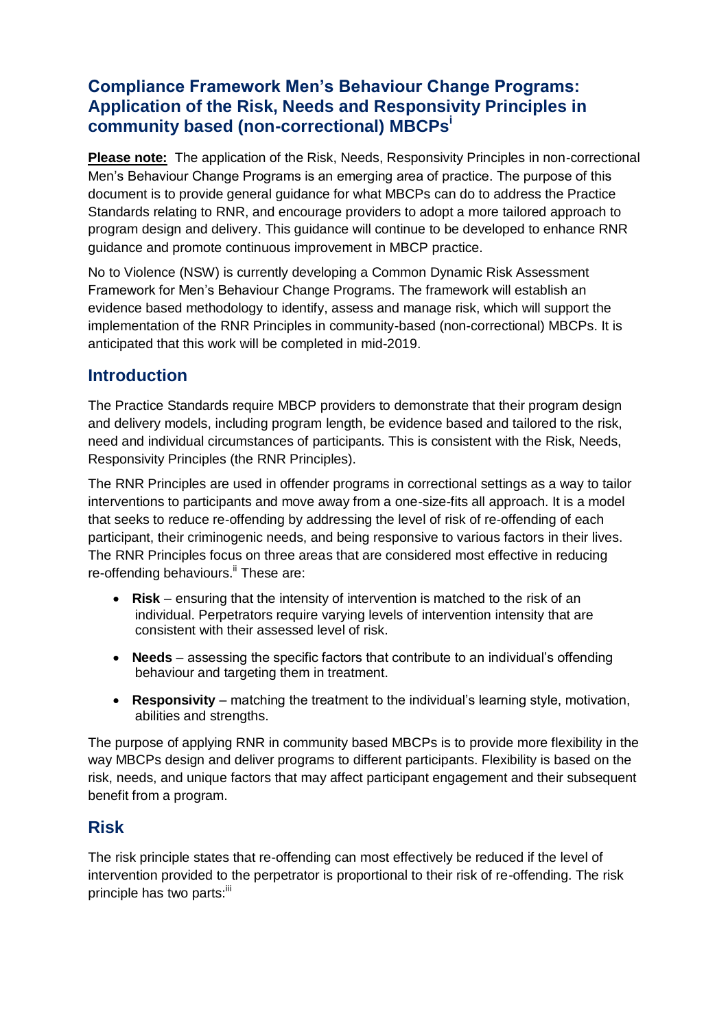## Compliance Framework Men's Behaviour Change Programs: Application of the Risk, Needs and Responsivity Principles in community based (non-correctional) MBCPs[i]

**Please note:** The application of the Risk, Needs, Responsivity Principles in non-correctional Men's Behaviour Change Programs is an emerging area of practice. The purpose of this document is to provide general guidance for what MBCPs can do to address the Practice Standards relating to RNR, and encourage providers to adopt a more tailored approach to program design and delivery. This guidance will continue to be developed to enhance RNR guidance and promote continuous improvement in MBCP practice.

No to Violence (NSW) is currently developing a Common Dynamic Risk Assessment Framework for Men's Behaviour Change Programs. The framework will establish an evidence based methodology to identify, assess and manage risk, which will support the implementation of the RNR Principles in community-based (non-correctional) MBCPs. It is anticipated that this work will be completed in mid-2019.

## Introduction

The Practice Standards require MBCP providers to demonstrate that their program design and delivery models, including program length, be evidence based and tailored to the risk, need and individual circumstances of participants. This is consistent with the Risk, Needs, Responsivity Principles (the RNR Principles).

The RNR Principles are used in offender programs in correctional settings as a way to tailor interventions to participants and move away from a one-size-fits all approach. It is a model that seeks to reduce re-offending by addressing the level of risk of re-offending of each participant, their criminogenic needs, and being responsive to various factors in their lives. The RNR Principles focus on three areas that are considered most effective in reducing re-offending behaviours.[ii] These are:

- **Risk** – ensuring that the intensity of intervention is matched to the risk of an individual. Perpetrators require varying levels of intervention intensity that are consistent with their assessed level of risk.
- **Needs** – assessing the specific factors that contribute to an individual's offending behaviour and targeting them in treatment.
- **Responsivity** – matching the treatment to the individual's learning style, motivation, abilities and strengths.

The purpose of applying RNR in community based MBCPs is to provide more flexibility in the way MBCPs design and deliver programs to different participants. Flexibility is based on the risk, needs, and unique factors that may affect participant engagement and their subsequent benefit from a program.

## Risk

The risk principle states that re-offending can most effectively be reduced if the level of intervention provided to the perpetrator is proportional to their risk of re-offending. The risk principle has two parts:[iii]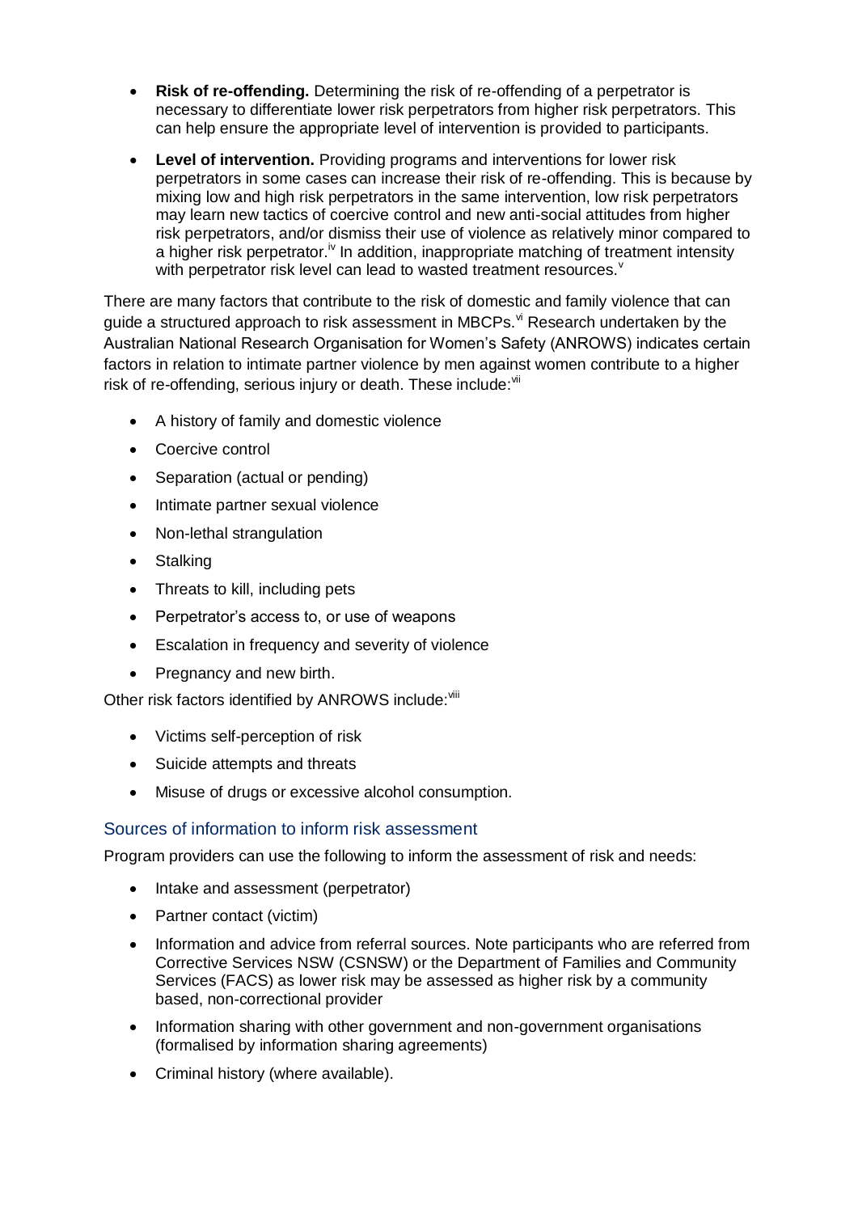- **Risk of re-offending.** Determining the risk of re-offending of a perpetrator is necessary to differentiate lower risk perpetrators from higher risk perpetrators. This can help ensure the appropriate level of intervention is provided to participants.
- **Level of intervention.** Providing programs and interventions for lower risk perpetrators in some cases can increase their risk of re-offending. This is because by mixing low and high risk perpetrators in the same intervention, low risk perpetrators may learn new tactics of coercive control and new anti-social attitudes from higher risk perpetrators, and/or dismiss their use of violence as relatively minor compared to a higher risk perpetrator.[iv] In addition, inappropriate matching of treatment intensity with perpetrator risk level can lead to wasted treatment resources.[v]

There are many factors that contribute to the risk of domestic and family violence that can guide a structured approach to risk assessment in MBCPs.[vi] Research undertaken by the Australian National Research Organisation for Women's Safety (ANROWS) indicates certain factors in relation to intimate partner violence by men against women contribute to a higher risk of re-offending, serious injury or death. These include:[vii]

- A history of family and domestic violence
- Coercive control
- Separation (actual or pending)
- Intimate partner sexual violence
- Non-lethal strangulation
- Stalking
- Threats to kill, including pets
- Perpetrator's access to, or use of weapons
- Escalation in frequency and severity of violence
- Pregnancy and new birth.

Other risk factors identified by ANROWS include:[viii]

- Victims self-perception of risk
- Suicide attempts and threats
- Misuse of drugs or excessive alcohol consumption.

## Sources of information to inform risk assessment

Program providers can use the following to inform the assessment of risk and needs:

- Intake and assessment (perpetrator)
- Partner contact (victim)
- Information and advice from referral sources. Note participants who are referred from Corrective Services NSW (CSNSW) or the Department of Families and Community Services (FACS) as lower risk may be assessed as higher risk by a community based, non-correctional provider
- Information sharing with other government and non-government organisations (formalised by information sharing agreements)
- Criminal history (where available).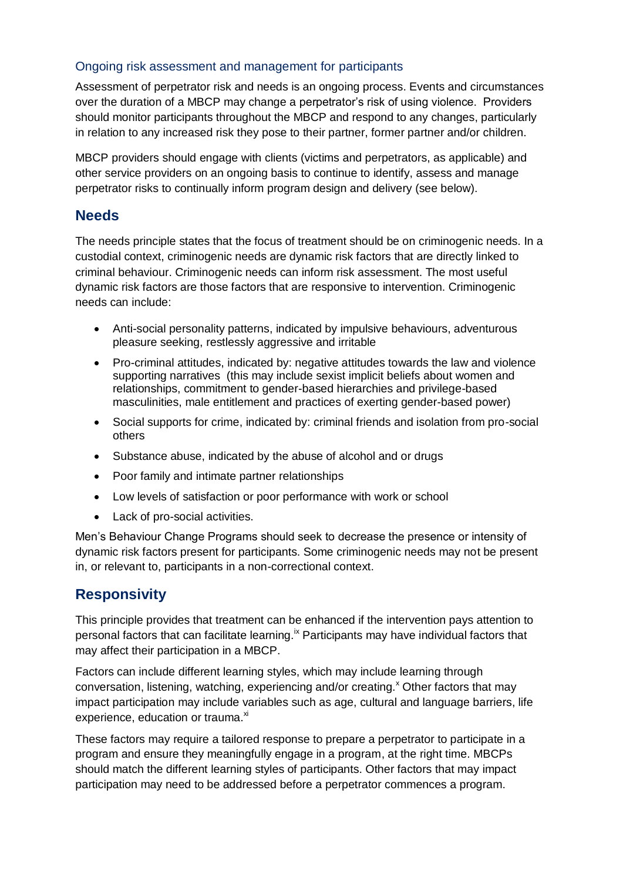### Ongoing risk assessment and management for participants

Assessment of perpetrator risk and needs is an ongoing process. Events and circumstances over the duration of a MBCP may change a perpetrator's risk of using violence. Providers should monitor participants throughout the MBCP and respond to any changes, particularly in relation to any increased risk they pose to their partner, former partner and/or children.

MBCP providers should engage with clients (victims and perpetrators, as applicable) and other service providers on an ongoing basis to continue to identify, assess and manage perpetrator risks to continually inform program design and delivery (see below).

## Needs

The needs principle states that the focus of treatment should be on criminogenic needs. In a custodial context, criminogenic needs are dynamic risk factors that are directly linked to criminal behaviour. Criminogenic needs can inform risk assessment. The most useful dynamic risk factors are those factors that are responsive to intervention. Criminogenic needs can include:

- Anti-social personality patterns, indicated by impulsive behaviours, adventurous pleasure seeking, restlessly aggressive and irritable
- Pro-criminal attitudes, indicated by: negative attitudes towards the law and violence supporting narratives (this may include sexist implicit beliefs about women and relationships, commitment to gender-based hierarchies and privilege-based masculinities, male entitlement and practices of exerting gender-based power)
- Social supports for crime, indicated by: criminal friends and isolation from pro-social others
- Substance abuse, indicated by the abuse of alcohol and or drugs
- Poor family and intimate partner relationships
- Low levels of satisfaction or poor performance with work or school
- Lack of pro-social activities.

Men's Behaviour Change Programs should seek to decrease the presence or intensity of dynamic risk factors present for participants. Some criminogenic needs may not be present in, or relevant to, participants in a non-correctional context.

## Responsivity

This principle provides that treatment can be enhanced if the intervention pays attention to personal factors that can facilitate learning.[ix] Participants may have individual factors that may affect their participation in a MBCP.

Factors can include different learning styles, which may include learning through conversation, listening, watching, experiencing and/or creating.[x] Other factors that may impact participation may include variables such as age, cultural and language barriers, life experience, education or trauma.[xi]

These factors may require a tailored response to prepare a perpetrator to participate in a program and ensure they meaningfully engage in a program, at the right time. MBCPs should match the different learning styles of participants. Other factors that may impact participation may need to be addressed before a perpetrator commences a program.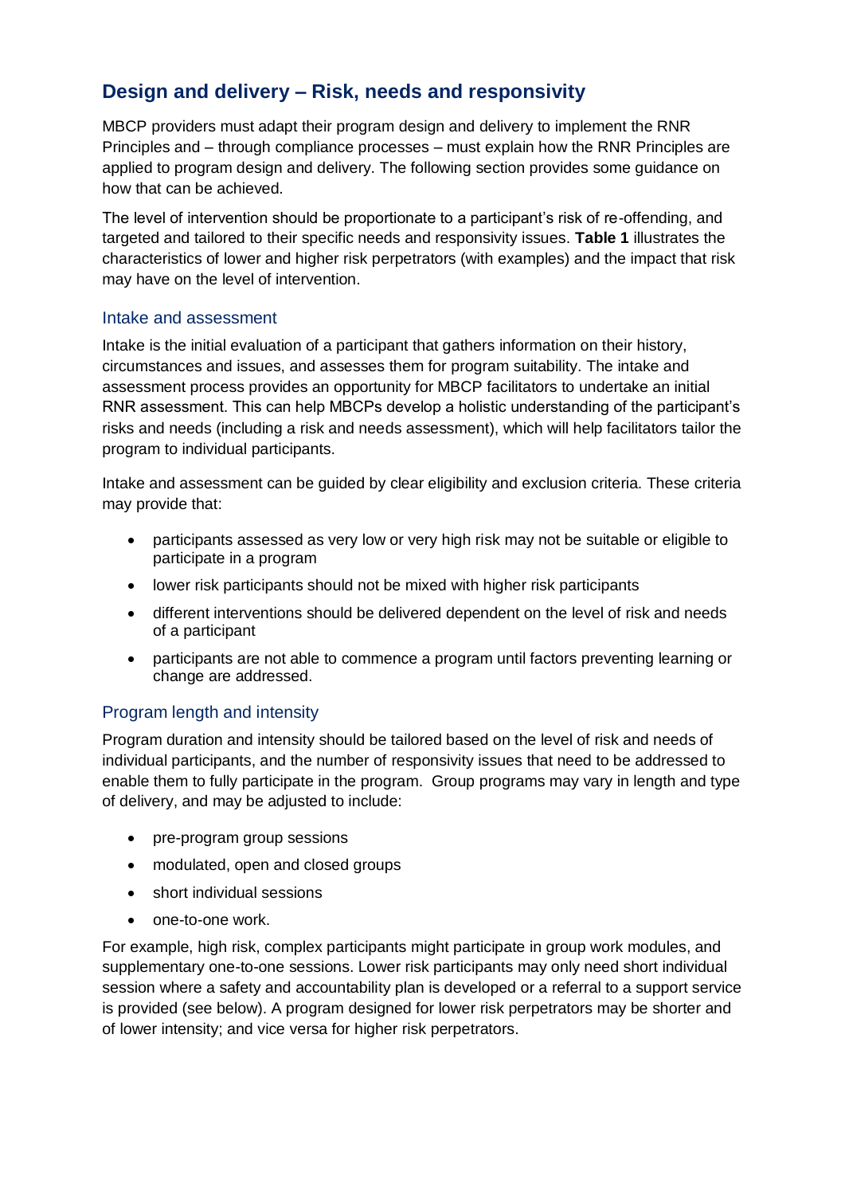## Design and delivery – Risk, needs and responsivity

MBCP providers must adapt their program design and delivery to implement the RNR Principles and – through compliance processes – must explain how the RNR Principles are applied to program design and delivery. The following section provides some guidance on how that can be achieved.

The level of intervention should be proportionate to a participant's risk of re-offending, and targeted and tailored to their specific needs and responsivity issues. **Table 1** illustrates the characteristics of lower and higher risk perpetrators (with examples) and the impact that risk may have on the level of intervention.

### Intake and assessment

Intake is the initial evaluation of a participant that gathers information on their history, circumstances and issues, and assesses them for program suitability. The intake and assessment process provides an opportunity for MBCP facilitators to undertake an initial RNR assessment. This can help MBCPs develop a holistic understanding of the participant's risks and needs (including a risk and needs assessment), which will help facilitators tailor the program to individual participants.

Intake and assessment can be guided by clear eligibility and exclusion criteria. These criteria may provide that:

- participants assessed as very low or very high risk may not be suitable or eligible to participate in a program
- lower risk participants should not be mixed with higher risk participants
- different interventions should be delivered dependent on the level of risk and needs of a participant
- participants are not able to commence a program until factors preventing learning or change are addressed.

### Program length and intensity

Program duration and intensity should be tailored based on the level of risk and needs of individual participants, and the number of responsivity issues that need to be addressed to enable them to fully participate in the program. Group programs may vary in length and type of delivery, and may be adjusted to include:

- pre-program group sessions
- modulated, open and closed groups
- short individual sessions
- one-to-one work.

For example, high risk, complex participants might participate in group work modules, and supplementary one-to-one sessions. Lower risk participants may only need short individual session where a safety and accountability plan is developed or a referral to a support service is provided (see below). A program designed for lower risk perpetrators may be shorter and of lower intensity; and vice versa for higher risk perpetrators.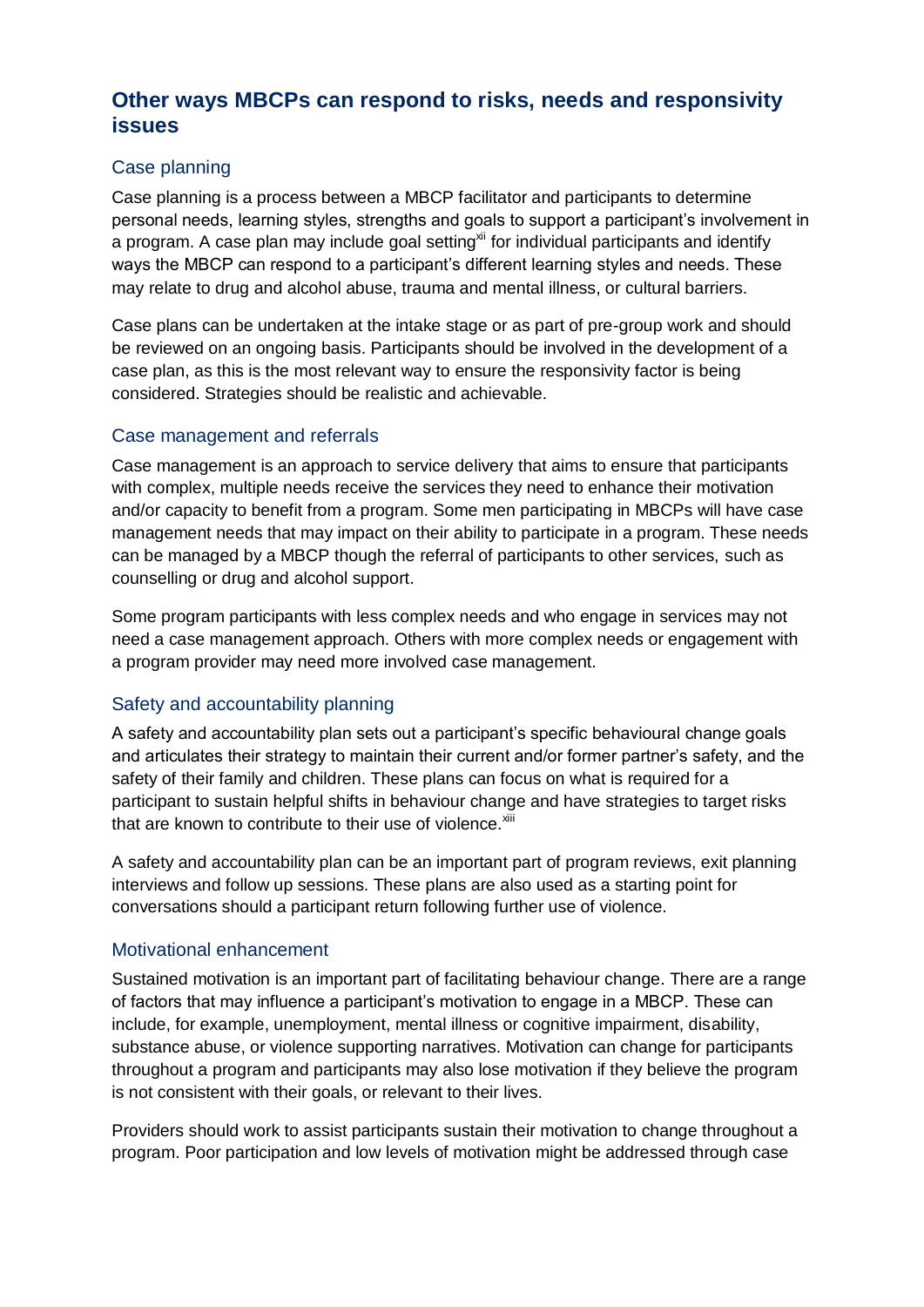## Other ways MBCPs can respond to risks, needs and responsivity issues

### Case planning

Case planning is a process between a MBCP facilitator and participants to determine personal needs, learning styles, strengths and goals to support a participant's involvement in a program. A case plan may include goal setting[xii] for individual participants and identify ways the MBCP can respond to a participant's different learning styles and needs. These may relate to drug and alcohol abuse, trauma and mental illness, or cultural barriers.

Case plans can be undertaken at the intake stage or as part of pre-group work and should be reviewed on an ongoing basis. Participants should be involved in the development of a case plan, as this is the most relevant way to ensure the responsivity factor is being considered. Strategies should be realistic and achievable.

### Case management and referrals

Case management is an approach to service delivery that aims to ensure that participants with complex, multiple needs receive the services they need to enhance their motivation and/or capacity to benefit from a program. Some men participating in MBCPs will have case management needs that may impact on their ability to participate in a program. These needs can be managed by a MBCP though the referral of participants to other services, such as counselling or drug and alcohol support.

Some program participants with less complex needs and who engage in services may not need a case management approach. Others with more complex needs or engagement with a program provider may need more involved case management.

### Safety and accountability planning

A safety and accountability plan sets out a participant's specific behavioural change goals and articulates their strategy to maintain their current and/or former partner's safety, and the safety of their family and children. These plans can focus on what is required for a participant to sustain helpful shifts in behaviour change and have strategies to target risks that are known to contribute to their use of violence.[xiii]

A safety and accountability plan can be an important part of program reviews, exit planning interviews and follow up sessions. These plans are also used as a starting point for conversations should a participant return following further use of violence.

### Motivational enhancement

Sustained motivation is an important part of facilitating behaviour change. There are a range of factors that may influence a participant's motivation to engage in a MBCP. These can include, for example, unemployment, mental illness or cognitive impairment, disability, substance abuse, or violence supporting narratives. Motivation can change for participants throughout a program and participants may also lose motivation if they believe the program is not consistent with their goals, or relevant to their lives.

Providers should work to assist participants sustain their motivation to change throughout a program. Poor participation and low levels of motivation might be addressed through case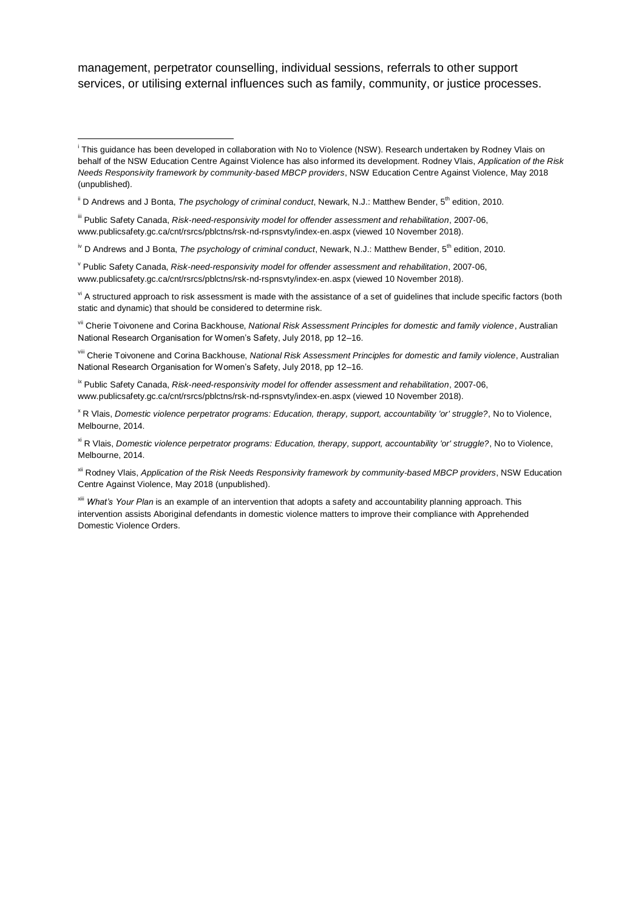management, perpetrator counselling, individual sessions, referrals to other support services, or utilising external influences such as family, community, or justice processes.

---

[i] This guidance has been developed in collaboration with No to Violence (NSW). Research undertaken by Rodney Vlais on behalf of the NSW Education Centre Against Violence has also informed its development. Rodney Vlais, *Application of the Risk Needs Responsivity framework by community-based MBCP providers*, NSW Education Centre Against Violence, May 2018 (unpublished).

[ii] D Andrews and J Bonta, *The psychology of criminal conduct*, Newark, N.J.: Matthew Bender, 5th edition, 2010.

[iii] Public Safety Canada, *Risk-need-responsivity model for offender assessment and rehabilitation*, 2007-06, www.publicsafety.gc.ca/cnt/rsrcs/pblctns/rsk-nd-rspnsvty/index-en.aspx (viewed 10 November 2018).

[iv] D Andrews and J Bonta, *The psychology of criminal conduct*, Newark, N.J.: Matthew Bender, 5th edition, 2010.

[v] Public Safety Canada, *Risk-need-responsivity model for offender assessment and rehabilitation*, 2007-06, www.publicsafety.gc.ca/cnt/rsrcs/pblctns/rsk-nd-rspnsvty/index-en.aspx (viewed 10 November 2018).

[vi] A structured approach to risk assessment is made with the assistance of a set of guidelines that include specific factors (both static and dynamic) that should be considered to determine risk.

[vii] Cherie Toivonene and Corina Backhouse, *National Risk Assessment Principles for domestic and family violence*, Australian National Research Organisation for Women's Safety, July 2018, pp 12–16.

[viii] Cherie Toivonene and Corina Backhouse, *National Risk Assessment Principles for domestic and family violence*, Australian National Research Organisation for Women's Safety, July 2018, pp 12–16.

[ix] Public Safety Canada, *Risk-need-responsivity model for offender assessment and rehabilitation*, 2007-06, www.publicsafety.gc.ca/cnt/rsrcs/pblctns/rsk-nd-rspnsvty/index-en.aspx (viewed 10 November 2018).

[x] R Vlais, *Domestic violence perpetrator programs: Education, therapy, support, accountability 'or' struggle?*, No to Violence, Melbourne, 2014.

[xi] R Vlais, *Domestic violence perpetrator programs: Education, therapy, support, accountability 'or' struggle?*, No to Violence, Melbourne, 2014.

[xii] Rodney Vlais, *Application of the Risk Needs Responsivity framework by community-based MBCP providers*, NSW Education Centre Against Violence, May 2018 (unpublished).

[xiii] *What's Your Plan* is an example of an intervention that adopts a safety and accountability planning approach. This intervention assists Aboriginal defendants in domestic violence matters to improve their compliance with Apprehended Domestic Violence Orders.